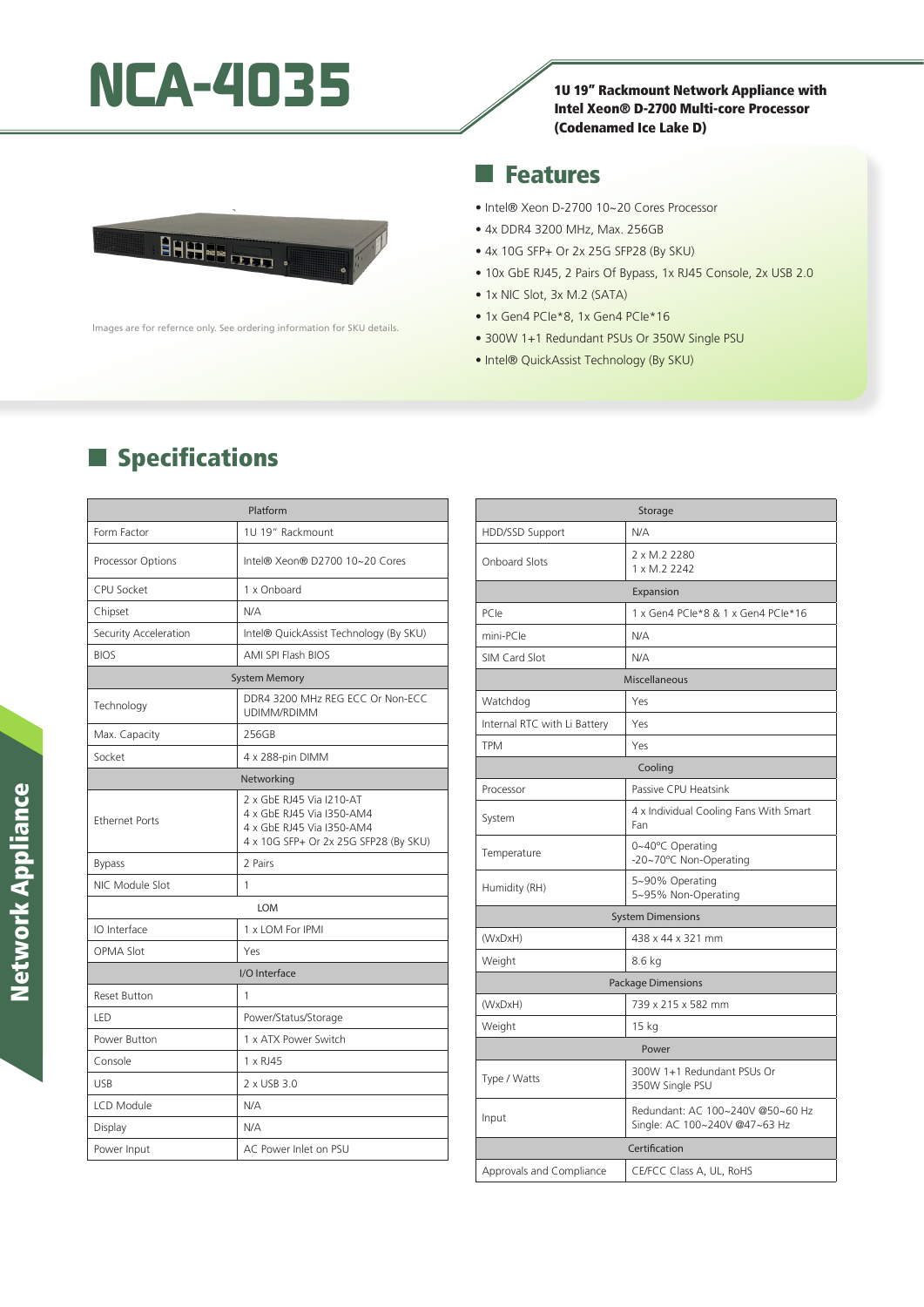# NCA-4035

**1U 19" Rackmount Network Appliance with Intel Xeon® D-2700 Multi-core Processor (Codenamed Ice Lake D)**

Images are for refernce only. See ordering information for SKU details.

## Features

- Intel® Xeon D-2700 10~20 Cores Processor
- 4x DDR4 3200 MHz, Max. 256GB
- 4x 10G SFP+ Or 2x 25G SFP28 (By SKU)
- 10x GbE RJ45, 2 Pairs Of Bypass, 1x RJ45 Console, 2x USB 2.0
- 1x NIC Slot, 3x M.2 (SATA)
- 1x Gen4 PCIe*8, 1x Gen4 PCIe*16
- 300W 1+1 Redundant PSUs Or 350W Single PSU
- Intel® QuickAssist Technology (By SKU)

## Specifications

| Platform | |
|---|---|
| Form Factor | 1U 19" Rackmount |
| Processor Options | Intel® Xeon® D2700 10~20 Cores |
| CPU Socket | 1 x Onboard |
| Chipset | N/A |
| Security Acceleration | Intel® QuickAssist Technology (By SKU) |
| BIOS | AMI SPI Flash BIOS |
| **System Memory** | |
| Technology | DDR4 3200 MHz REG ECC Or Non-ECC UDIMM/RDIMM |
| Max. Capacity | 256GB |
| Socket | 4 x 288-pin DIMM |
| **Networking** | |
| Ethernet Ports | 2 x GbE RJ45 Via I210-AT<br>4 x GbE RJ45 Via I350-AM4<br>4 x GbE RJ45 Via I350-AM4<br>4 x 10G SFP+ Or 2x 25G SFP28 (By SKU) |
| Bypass | 2 Pairs |
| NIC Module Slot | 1 |
| **LOM** | |
| IO Interface | 1 x LOM For IPMI |
| OPMA Slot | Yes |
| **I/O Interface** | |
| Reset Button | 1 |
| LED | Power/Status/Storage |
| Power Button | 1 x ATX Power Switch |
| Console | 1 x RJ45 |
| USB | 2 x USB 3.0 |
| LCD Module | N/A |
| Display | N/A |
| Power Input | AC Power Inlet on PSU |

| Storage | |
|---|---|
| HDD/SSD Support | N/A |
| Onboard Slots | 2 x M.2 2280<br>1 x M.2 2242 |
| **Expansion** | |
| PCIe | 1 x Gen4 PCIe*8 & 1 x Gen4 PCIe*16 |
| mini-PCIe | N/A |
| SIM Card Slot | N/A |
| **Miscellaneous** | |
| Watchdog | Yes |
| Internal RTC with Li Battery | Yes |
| TPM | Yes |
| **Cooling** | |
| Processor | Passive CPU Heatsink |
| System | 4 x Individual Cooling Fans With Smart Fan |
| Temperature | 0~40ºC Operating<br>-20~70ºC Non-Operating |
| Humidity (RH) | 5~90% Operating<br>5~95% Non-Operating |
| **System Dimensions** | |
| (WxDxH) | 438 x 44 x 321 mm |
| Weight | 8.6 kg |
| **Package Dimensions** | |
| (WxDxH) | 739 x 215 x 582 mm |
| Weight | 15 kg |
| **Power** | |
| Type / Watts | 300W 1+1 Redundant PSUs Or 350W Single PSU |
| Input | Redundant: AC 100~240V @50~60 Hz<br>Single: AC 100~240V @47~63 Hz |
| **Certification** | |
| Approvals and Compliance | CE/FCC Class A, UL, RoHS |

Network Appliance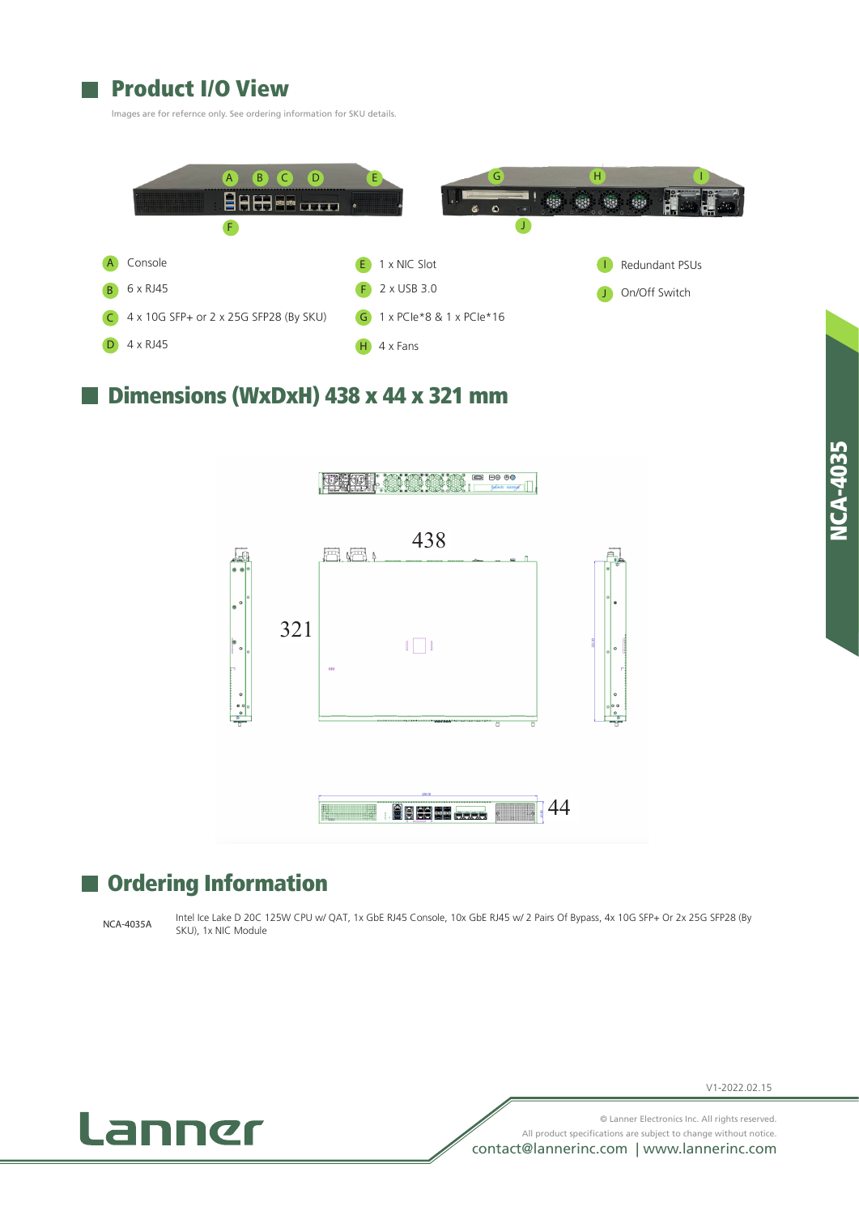## Product I/O View

Images are for refernce only. See ordering information for SKU details.

- A Console
- B 6 x RJ45
- C 4 x 10G SFP+ or 2 x 25G SFP28 (By SKU)
- D 4 x RJ45
- E 1 x NIC Slot
- F 2 x USB 3.0
- G 1 x PCIe*8 & 1 x PCIe*16
- H 4 x Fans
- I Redundant PSUs
- J On/Off Switch

## Dimensions (WxDxH) 438 x 44 x 321 mm

438

321

44

## Ordering Information

| | |
|---|---|
| NCA-4035A | Intel Ice Lake D 20C 125W CPU w/ QAT, 1x GbE RJ45 Console, 10x GbE RJ45 w/ 2 Pairs Of Bypass, 4x 10G SFP+ Or 2x 25G SFP28 (By SKU), 1x NIC Module |

V1-2022.02.15

© Lanner Electronics Inc. All rights reserved.

All product specifications are subject to change without notice.

contact@lannerinc.com | www.lannerinc.com